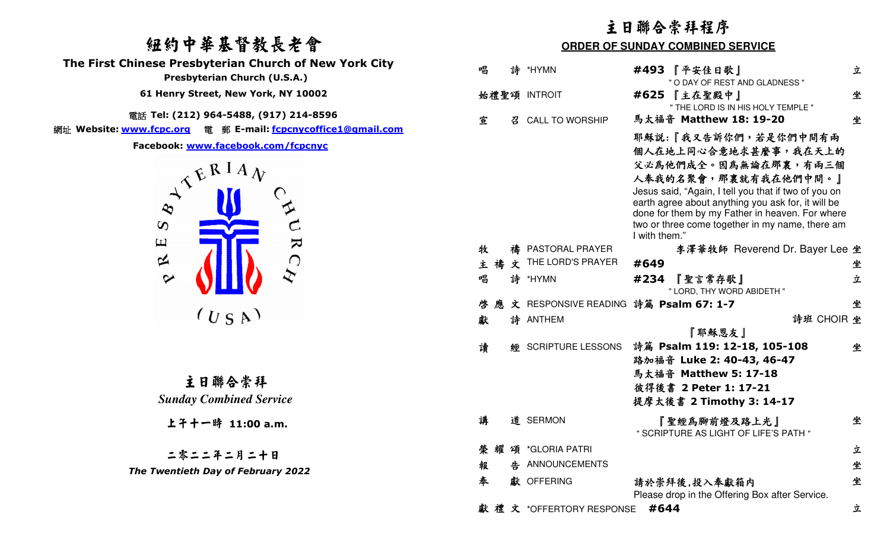# 紐約中華基督教長老會

**The First Chinese Presbyterian Church of New York City**

**Presbyterian Church (U.S.A.)**

**61 Henry Street, New York, NY 10002**

電話 **Tel: (212) 964-5488, (917) 214-8596**

網址 **Website: www.fcpc.org** 電 郵 **E-mail: fcpcnycoffice1@gmail.com**

**Facebook: www.facebook.com/fcpcnyc**

## 主日聯合崇拜

*Sunday Combined Service*

**上午十一時 11:00 a.m.**

**二零二二年二月二十日**

***The Twentieth Day of February 2022***

# 主日聯合崇拜程序

## ORDER OF SUNDAY COMBINED SERVICE

| | | | |
|---|---|---|---|
| 唱 詩 | *HYMN | **#493** 『平安佳日歌』 " O DAY OF REST AND GLADNESS " | 立 |
| 始禮聖頌 | INTROIT | **#625** 『主在聖殿中』 " THE LORD IS IN HIS HOLY TEMPLE " | 坐 |
| 宣 召 | CALL TO WORSHIP | 馬太福音 **Matthew 18: 19-20**<br>耶穌說:『我又告訴你們，若是你們中間有兩個人在地上同心合意地求甚麼事，我在天上的父必為他們成全。因為無論在那裏，有兩三個人奉我的名聚會，那裏就有我在他們中間。』<br>Jesus said, "Again, I tell you that if two of you on earth agree about anything you ask for, it will be done for them by my Father in heaven. For where two or three come together in my name, there am I with them." | 坐 |
| 牧 禱 | PASTORAL PRAYER | 李澤華牧師 Reverend Dr. Bayer Lee | 坐 |
| 主 禱 文 | THE LORD'S PRAYER | **#649** | 坐 |
| 唱 詩 | *HYMN | **#234** 『聖言常存歌』 " LORD, THY WORD ABIDETH " | 立 |
| 啓 應 文 | RESPONSIVE READING | 詩篇 **Psalm 67: 1-7** | 坐 |
| 獻 詩 | ANTHEM | 詩班 CHOIR<br>『耶穌恩友』 | 坐 |
| 讀 經 | SCRIPTURE LESSONS | 詩篇 **Psalm 119: 12-18, 105-108**<br>路加福音 **Luke 2: 40-43, 46-47**<br>馬太福音 **Matthew 5: 17-18**<br>彼得後書 **2 Peter 1: 17-21**<br>提摩太後書 **2 Timothy 3: 14-17** | 坐 |
| 講 道 | SERMON | 『聖經為腳前燈及路上光』 " SCRIPTURE AS LIGHT OF LIFE'S PATH " | 坐 |
| 榮 耀 頌 | *GLORIA PATRI | | 立 |
| 報 告 | ANNOUNCEMENTS | | 坐 |
| 奉 獻 | OFFERING | 請於崇拜後,投入奉獻箱內<br>Please drop in the Offering Box after Service. | 坐 |
| 獻 禮 文 | *OFFERTORY RESPONSE | **#644** | 立 |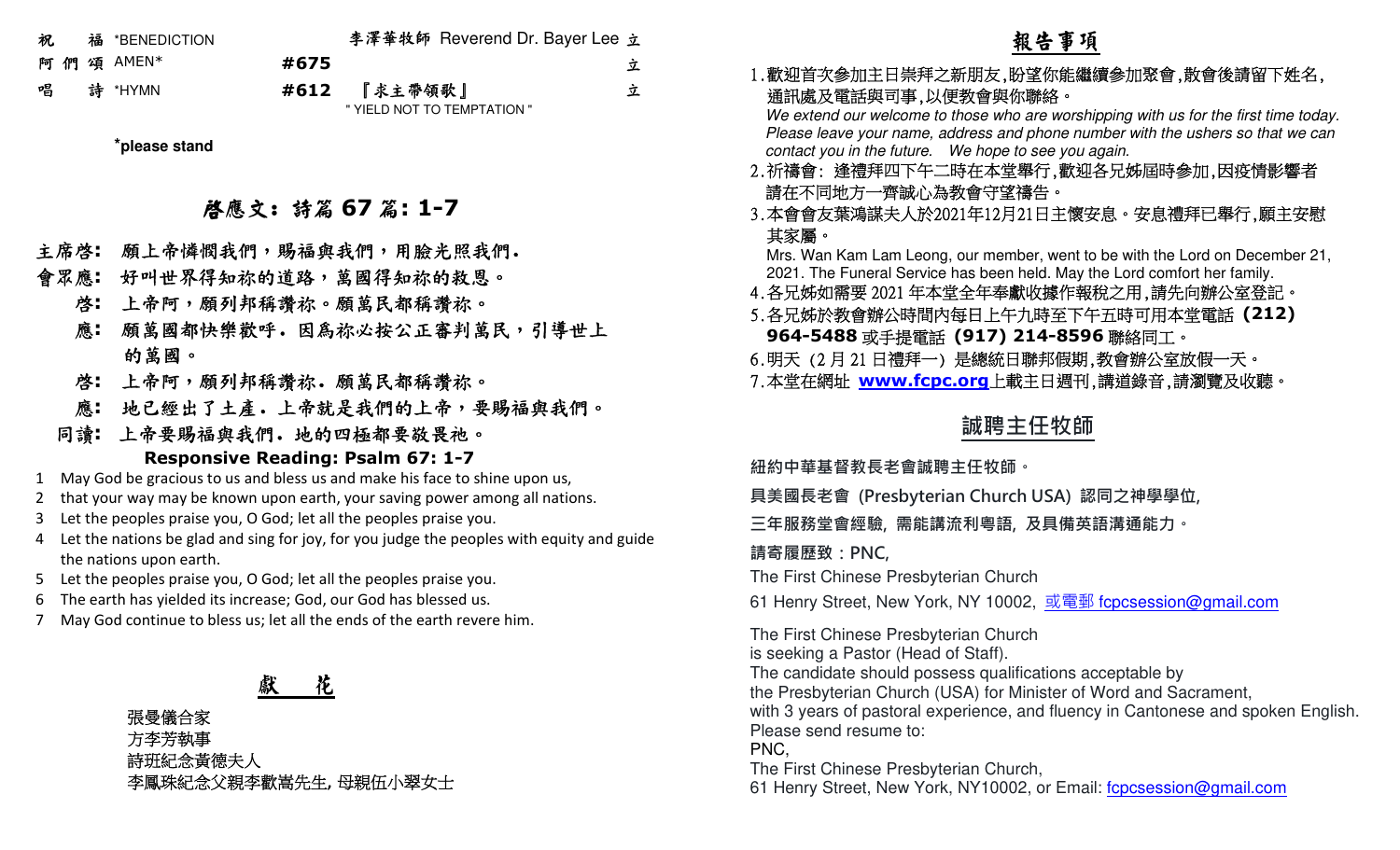| | | | | |
|---|---|---|---|---|
| 祝　福 | *BENEDICTION | | 李澤華牧師 Reverend Dr. Bayer Lee | 立 |
| 阿們頌 | AMEN* | #675 | | 立 |
| 唱　詩 | *HYMN | #612 | 『求主帶領歌』 " YIELD NOT TO TEMPTATION " | 立 |

***please stand**

## 啓應文：詩篇 67 篇：1-7

**主席啓：** 願上帝憐憫我們，賜福與我們，用臉光照我們.

**會眾應：** 好叫世界得知祢的道路，萬國得知祢的救恩。

**啓：** 上帝阿，願列邦稱讚祢。願萬民都稱讚祢。

**應：** 願萬國都快樂歡呼。因爲祢必按公正審判萬民，引導世上的萬國。

**啓：** 上帝阿，願列邦稱讚祢. 願萬民都稱讚祢。

**應：** 地已經出了土產. 上帝就是我們的上帝，要賜福與我們。

**同讀：** 上帝要賜福與我們. 地的四極都要敬畏祂。

**Responsive Reading: Psalm 67: 1-7**

1. May God be gracious to us and bless us and make his face to shine upon us,
2. that your way may be known upon earth, your saving power among all nations.
3. Let the peoples praise you, O God; let all the peoples praise you.
4. Let the nations be glad and sing for joy, for you judge the peoples with equity and guide the nations upon earth.
5. Let the peoples praise you, O God; let all the peoples praise you.
6. The earth has yielded its increase; God, our God has blessed us.
7. May God continue to bless us; let all the ends of the earth revere him.

## 獻　花

張曼儀合家
方李芳執事
詩班紀念黃德夫人
李鳳珠紀念父親李歡嵩先生, 母親伍小翠女士

## 報告事項

1. 歡迎首次參加主日崇拜之新朋友,盼望你能繼續參加聚會,散會後請留下姓名,通訊處及電話與司事,以便教會與你聯絡。
*We extend our welcome to those who are worshipping with us for the first time today. Please leave your name, address and phone number with the ushers so that we can contact you in the future. We hope to see you again.*
2. 祈禱會: 逢禮拜四下午二時在本堂舉行,歡迎各兄姊屆時參加,因疫情影響者請在不同地方一齊誠心為教會守望禱告。
3. 本會會友葉鴻謀夫人於2021年12月21日主懷安息。安息禮拜已舉行,願主安慰其家屬。
Mrs. Wan Kam Lam Leong, our member, went to be with the Lord on December 21, 2021. The Funeral Service has been held. May the Lord comfort her family.
4. 各兄姊如需要 2021 年本堂全年奉獻收據作報稅之用,請先向辦公室登記。
5. 各兄姊於教會辦公時間內每日上午九時至下午五時可用本堂電話 **(212) 964-5488** 或手提電話 **(917) 214-8596** 聯絡同工。
6. 明天（2 月 21 日禮拜一）是總統日聯邦假期,教會辦公室放假一天。
7. 本堂在網址 **www.fcpc.org** 上載主日週刊,講道錄音,請瀏覽及收聽。

## 誠聘主任牧師

**紐約中華基督教長老會誠聘主任牧師。**

**具美國長老會 (Presbyterian Church USA) 認同之神學學位,**

**三年服務堂會經驗, 需能講流利粵語, 及具備英語溝通能力。**

**請寄履歷致：PNC,**

The First Chinese Presbyterian Church

61 Henry Street, New York, NY 10002, 或電郵 fcpcsession@gmail.com

The First Chinese Presbyterian Church
is seeking a Pastor (Head of Staff).
The candidate should possess qualifications acceptable by
the Presbyterian Church (USA) for Minister of Word and Sacrament,
with 3 years of pastoral experience, and fluency in Cantonese and spoken English.
Please send resume to:
PNC,
The First Chinese Presbyterian Church,
61 Henry Street, New York, NY10002, or Email: fcpcsession@gmail.com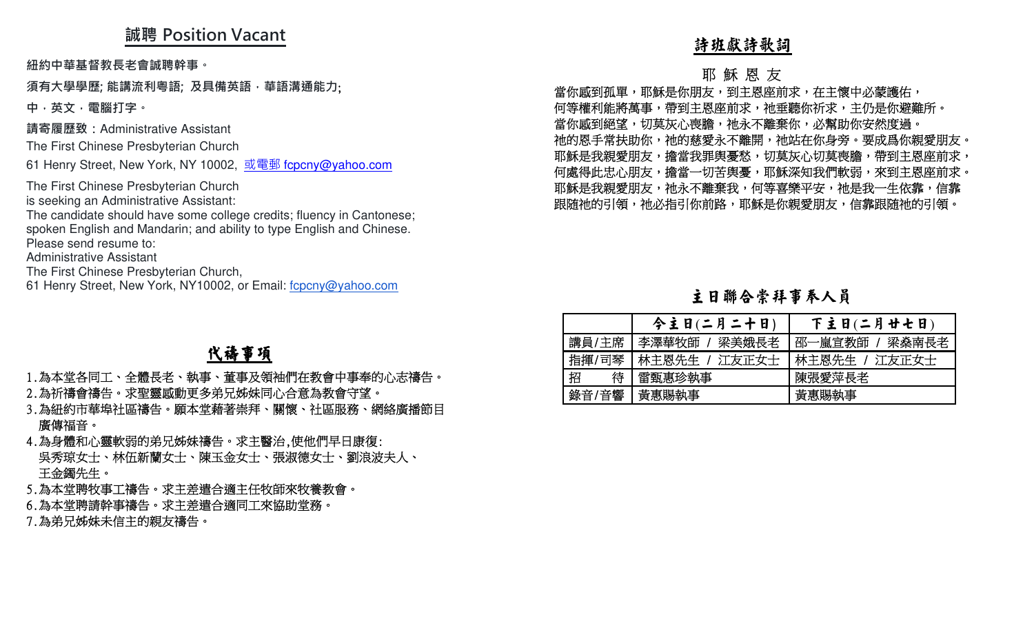## 誠聘 Position Vacant

**紐約中華基督教長老會誠聘幹事。**

**須有大學學歷; 能講流利粵語; 及具備英語，華語溝通能力;**

**中，英文，電腦打字。**

**請寄履歷致**：Administrative Assistant

The First Chinese Presbyterian Church

61 Henry Street, New York, NY 10002, 或電郵 fcpcny@yahoo.com

The First Chinese Presbyterian Church
is seeking an Administrative Assistant:
The candidate should have some college credits; fluency in Cantonese;
spoken English and Mandarin; and ability to type English and Chinese.
Please send resume to:
Administrative Assistant
The First Chinese Presbyterian Church,
61 Henry Street, New York, NY10002, or Email: fcpcny@yahoo.com

## 代禱事項

1. 為本堂各同工、全體長老、執事、董事及領袖們在教會中事奉的心志禱告。
2. 為祈禱會禱告。求聖靈感動更多弟兄姊妹同心合意為教會守望。
3. 為紐約市華埠社區禱告。願本堂藉著崇拜、關懷、社區服務、網絡廣播節目廣傳福音。
4. 為身體和心靈軟弱的弟兄姊妹禱告。求主醫治,使他們早日康復:
   吳秀琼女士、林伍新蘭女士、陳玉金女士、張淑德女士、劉浪波夫人、
   王金鐲先生。
5. 為本堂聘牧事工禱告。求主差遣合適主任牧師來牧養教會。
6. 為本堂聘請幹事禱告。求主差遣合適同工來協助堂務。
7. 為弟兄姊妹未信主的親友禱告。

## 詩班獻詩歌詞

### 耶 穌 恩 友

當你感到孤單，耶穌是你朋友，到主恩座前求，在主懷中必蒙護佑，
何等權利能將萬事，帶到主恩座前求，祂垂聽你祈求，主仍是你避難所。
當你感到絕望，切莫灰心喪膽，祂永不離棄你，必幫助你安然度過。
祂的恩手常扶助你，祂的慈愛永不離開，祂站在你身旁。要成爲你親愛朋友。
耶穌是我親愛朋友，擔當我罪與憂愁，切莫灰心切莫喪膽，帶到主恩座前求，
何處得此忠心朋友，擔當一切苦與憂，耶穌深知我們軟弱，來到主恩座前求。
耶穌是我親愛朋友，祂永不離棄我，何等喜樂平安，祂是我一生依靠，信靠
跟隨祂的引領，祂必指引你前路，耶穌是你親愛朋友，信靠跟隨祂的引領。

## 主日聯合崇拜事奉人員

| | 今主日(二月二十日) | 下主日(二月廿七日) |
|---|---|---|
| 講員/主席 | 李澤華牧師 / 梁美娥長老 | 邵一嵐宣教師 / 梁燊南長老 |
| 指揮/司琴 | 林主恩先生 / 江友正女士 | 林主恩先生 / 江友正女士 |
| 招　　待 | 雷甄惠珍執事 | 陳張愛萍長老 |
| 錄音/音響 | 黃惠賜執事 | 黃惠賜執事 |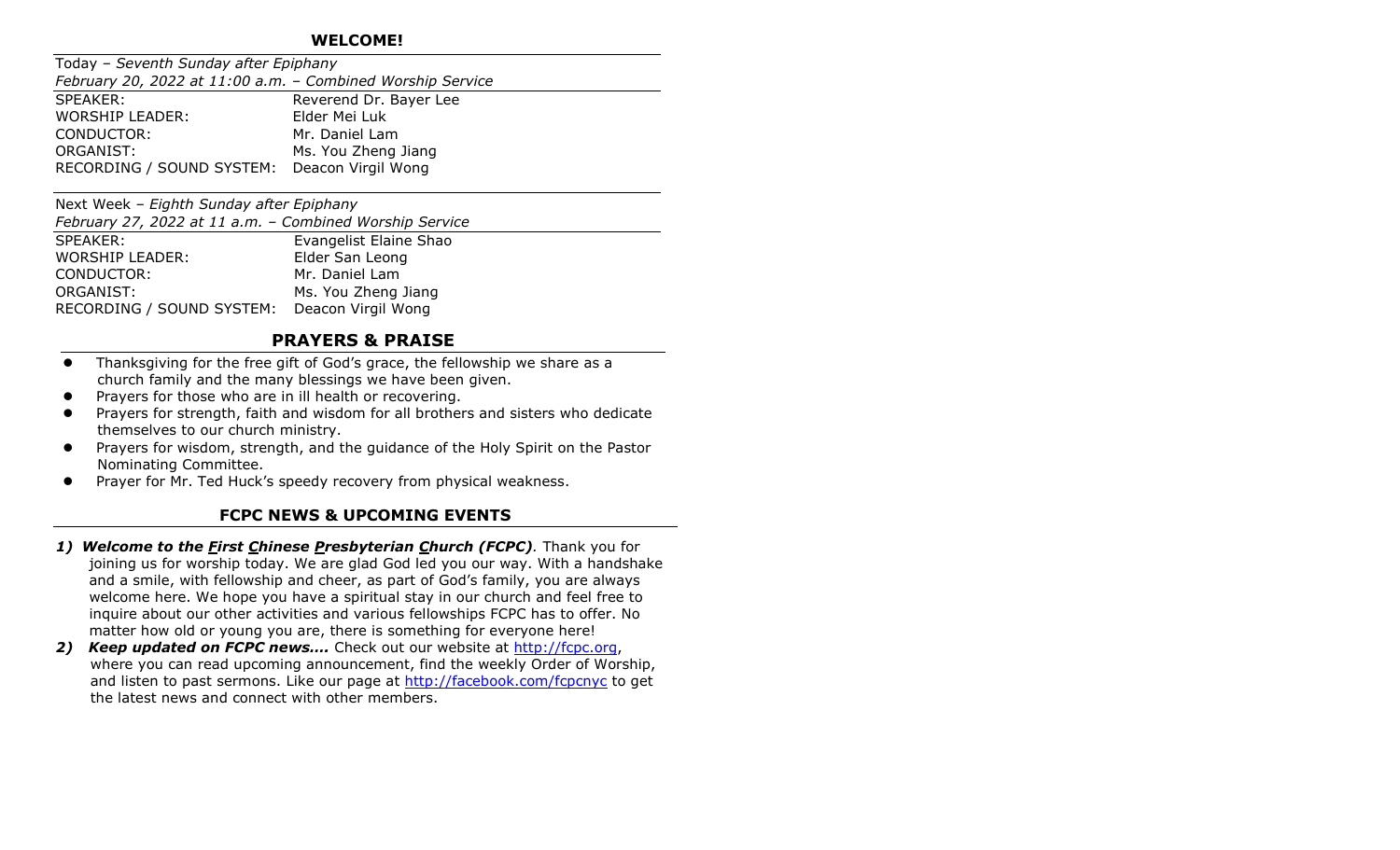## WELCOME!

Today – *Seventh Sunday after Epiphany*
*February 20, 2022 at 11:00 a.m. – Combined Worship Service*

| | |
|---|---|
| SPEAKER: | Reverend Dr. Bayer Lee |
| WORSHIP LEADER: | Elder Mei Luk |
| CONDUCTOR: | Mr. Daniel Lam |
| ORGANIST: | Ms. You Zheng Jiang |
| RECORDING / SOUND SYSTEM: | Deacon Virgil Wong |

Next Week – *Eighth Sunday after Epiphany*
*February 27, 2022 at 11 a.m. – Combined Worship Service*

| | |
|---|---|
| SPEAKER: | Evangelist Elaine Shao |
| WORSHIP LEADER: | Elder San Leong |
| CONDUCTOR: | Mr. Daniel Lam |
| ORGANIST: | Ms. You Zheng Jiang |
| RECORDING / SOUND SYSTEM: | Deacon Virgil Wong |

## PRAYERS & PRAISE

- Thanksgiving for the free gift of God's grace, the fellowship we share as a church family and the many blessings we have been given.
- Prayers for those who are in ill health or recovering.
- Prayers for strength, faith and wisdom for all brothers and sisters who dedicate themselves to our church ministry.
- Prayers for wisdom, strength, and the guidance of the Holy Spirit on the Pastor Nominating Committee.
- Prayer for Mr. Ted Huck's speedy recovery from physical weakness.

## FCPC NEWS & UPCOMING EVENTS

1) ***Welcome to the First Chinese Presbyterian Church (FCPC)***. Thank you for joining us for worship today. We are glad God led you our way. With a handshake and a smile, with fellowship and cheer, as part of God's family, you are always welcome here. We hope you have a spiritual stay in our church and feel free to inquire about our other activities and various fellowships FCPC has to offer. No matter how old or young you are, there is something for everyone here!
2) ***Keep updated on FCPC news….*** Check out our website at http://fcpc.org, where you can read upcoming announcement, find the weekly Order of Worship, and listen to past sermons. Like our page at http://facebook.com/fcpcnyc to get the latest news and connect with other members.